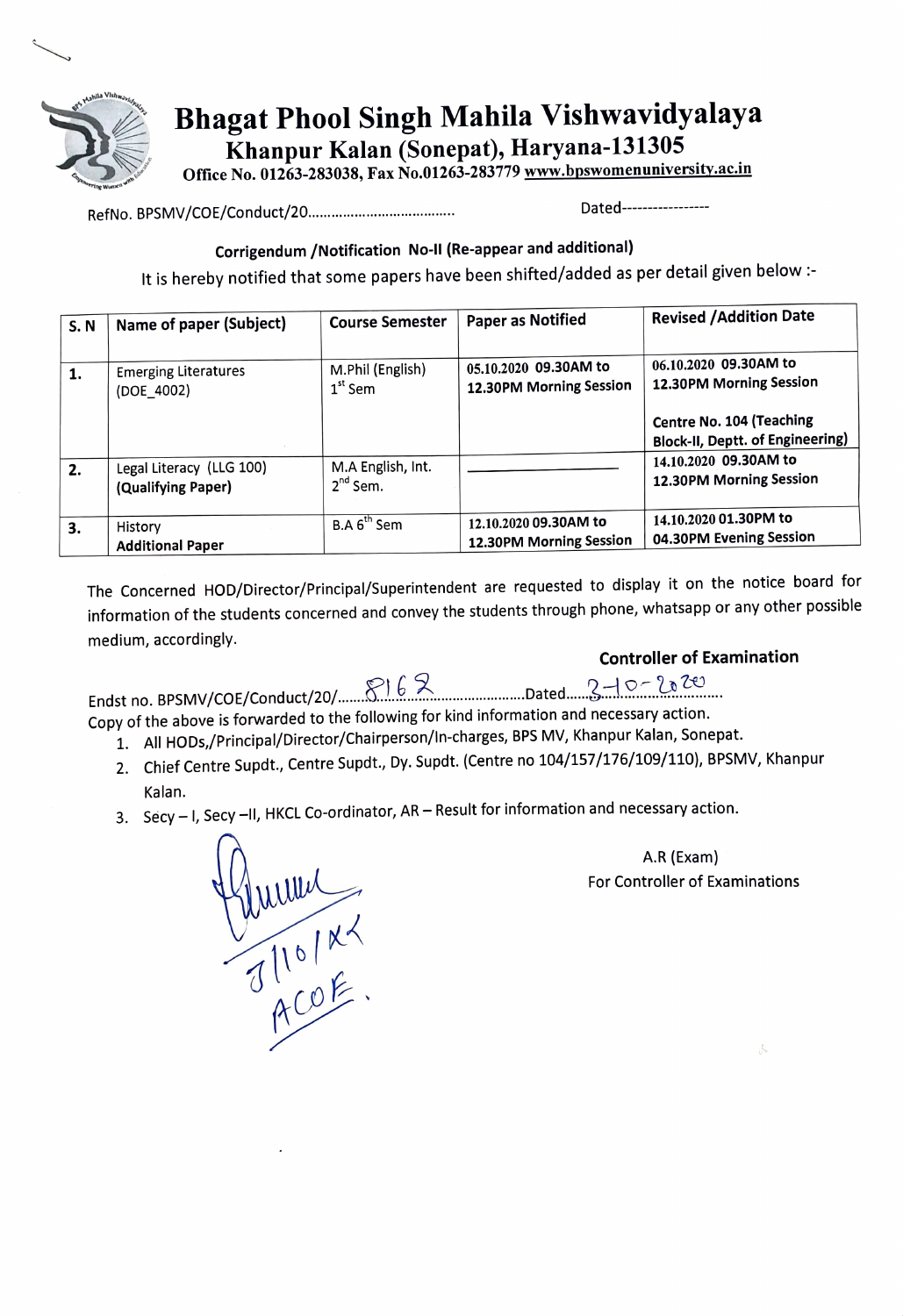# Bhagat Phool Singh Mahila Vishwavidyalaya

## Khanpur Kalan (Sonepat), Haryana-131305

**Office No. 01263-283038, Fax No.01263-283779 www.bpswomenuniversity.ac.in**

RefNo. BPSMV/COE/Conduct/20.......................................... Dated-----------------

### Corrigendum /Notification No-II (Re-appear and additional)

It is hereby notified that some papers have been shifted/added as per detail given below :-

| S. N | Name of paper (Subject) | Course Semester | Paper as Notified | Revised /Addition Date |
|---|---|---|---|---|
| **1.** | Emerging Literatures (DOE_4002) | M.Phil (English) 1st Sem | **05.10.2020 09.30AM to 12.30PM Morning Session** | **06.10.2020 09.30AM to 12.30PM Morning Session** <br> **Centre No. 104 (Teaching Block-II, Deptt. of Engineering)** |
| **2.** | Legal Literacy (LLG 100) **(Qualifying Paper)** | M.A English, Int. 2nd Sem. | ———————— | **14.10.2020 09.30AM to 12.30PM Morning Session** |
| **3.** | History **Additional Paper** | B.A 6th Sem | **12.10.2020 09.30AM to 12.30PM Morning Session** | **14.10.2020 01.30PM to 04.30PM Evening Session** |

The Concerned HOD/Director/Principal/Superintendent are requested to display it on the notice board for information of the students concerned and convey the students through phone, whatsapp or any other possible medium, accordingly.

**Controller of Examination**

Endst no. BPSMV/COE/Conduct/20/......8162......................Dated......3-10-2020..................

Copy of the above is forwarded to the following for kind information and necessary action.

1. All HODs,/Principal/Director/Chairperson/In-charges, BPS MV, Khanpur Kalan, Sonepat.
2. Chief Centre Supdt., Centre Supdt., Dy. Supdt. (Centre no 104/157/176/109/110), BPSMV, Khanpur Kalan.
3. Secy – I, Secy –II, HKCL Co-ordinator, AR – Result for information and necessary action.

3/10/20
ACOE.

A.R (Exam)
For Controller of Examinations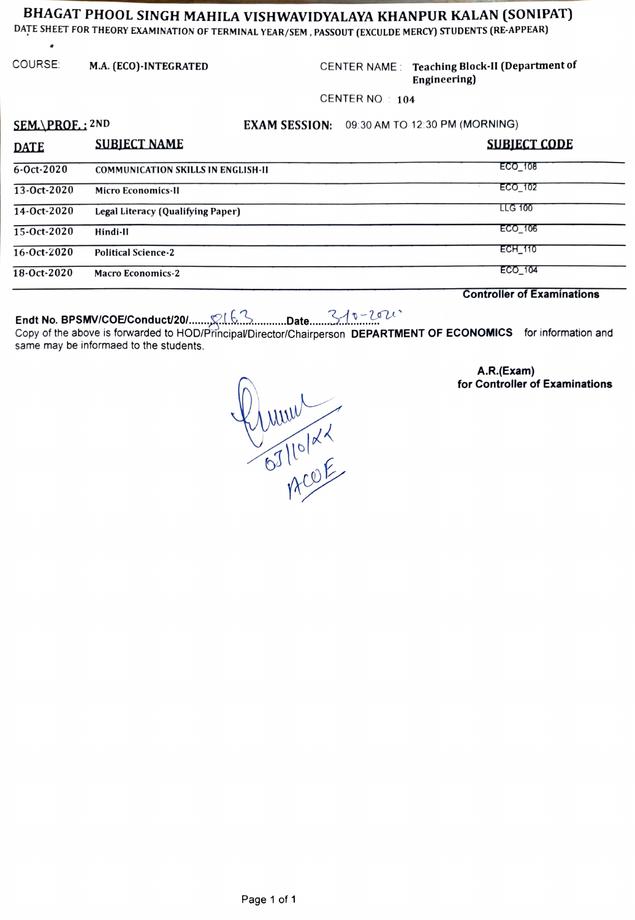# BHAGAT PHOOL SINGH MAHILA VISHWAVIDYALAYA KHANPUR KALAN (SONIPAT)

DATE SHEET FOR THEORY EXAMINATION OF TERMINAL YEAR/SEM , PASSOUT (EXCULDE MERCY) STUDENTS (RE-APPEAR)

COURSE: **M.A. (ECO)-INTEGRATED**

CENTER NAME : **Teaching Block-II (Department of Engineering)**

CENTER NO : **104**

**SEM.\PROF. :** 2ND

**EXAM SESSION:** 09:30 AM TO 12:30 PM (MORNING)

| DATE | SUBJECT NAME | SUBJECT CODE |
| --- | --- | --- |
| 6-Oct-2020 | COMMUNICATION SKILLS IN ENGLISH-II | ECO_108 |
| 13-Oct-2020 | Micro Economics-II | ECO_102 |
| 14-Oct-2020 | Legal Literacy (Qualifying Paper) | LLG 100 |
| 15-Oct-2020 | Hindi-II | ECO_106 |
| 16-Oct-2020 | Political Science-2 | ECH_110 |
| 18-Oct-2020 | Macro Economics-2 | ECO_104 |

**Controller of Examinations**

**Endt No. BPSMV/COE/Conduct/20/**........8163............**Date**.........3-10-2020

Copy of the above is forwarded to HOD/Principal/Director/Chairperson **DEPARTMENT OF ECONOMICS** for information and same may be informaed to the students.

03/10/20
ACOE

**A.R.(Exam)**
**for Controller of Examinations**